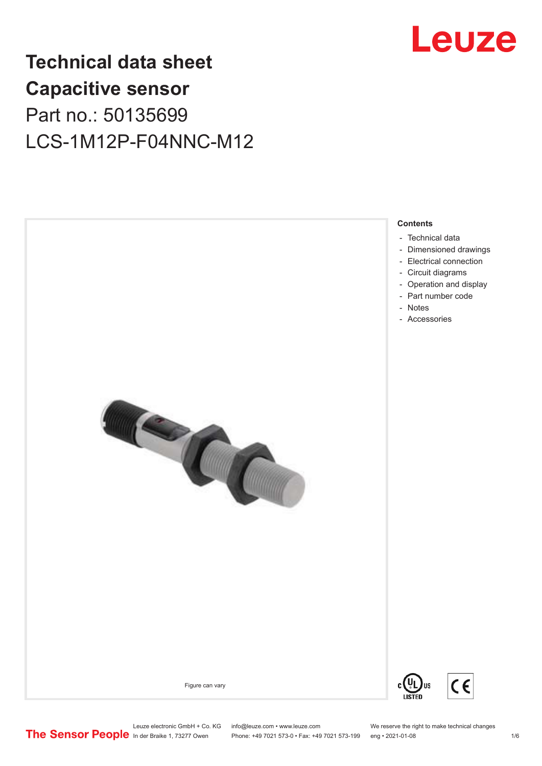# Technical data sheet
# Capacitive sensor
## Part no.: 50135699
## LCS-1M12P-F04NNC-M12

Figure can vary

### Contents

- Technical data
- Dimensioned drawings
- Electrical connection
- Circuit diagrams
- Operation and display
- Part number code
- Notes
- Accessories

Leuze electronic GmbH + Co. KG
In der Braike 1, 73277 Owen

info@leuze.com • www.leuze.com
Phone: +49 7021 573-0 • Fax: +49 7021 573-199

We reserve the right to make technical changes
eng • 2021-01-08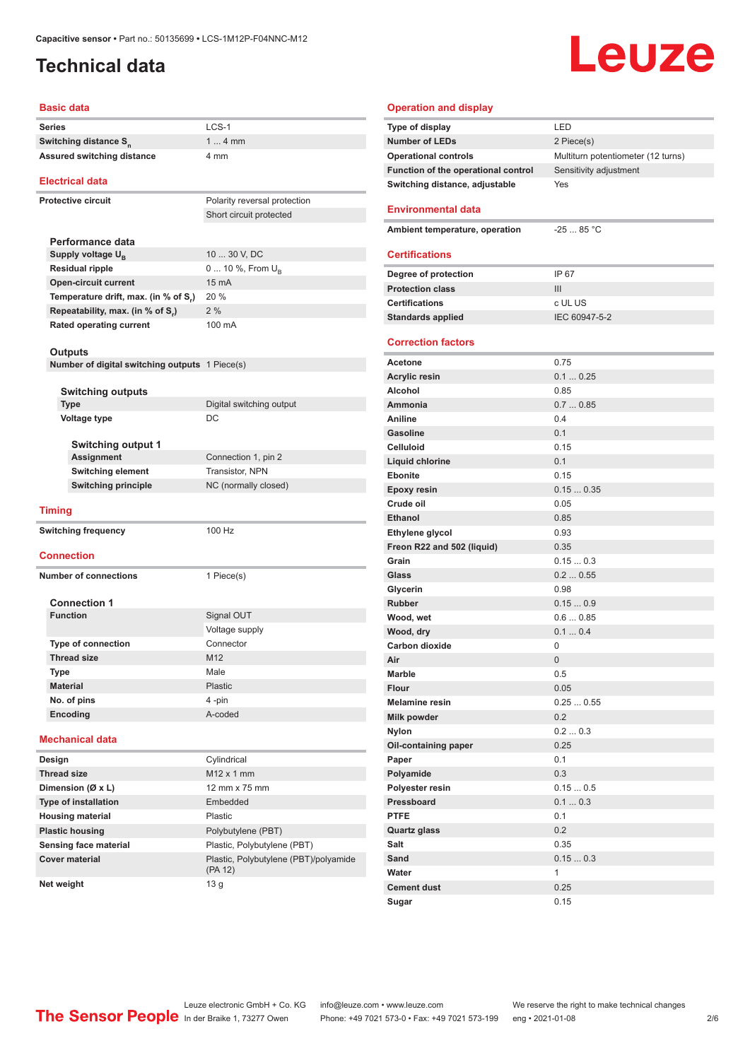Capacitive sensor • Part no.: 50135699 • LCS-1M12P-F04NNC-M12

# Technical data

## Basic data

| | |
|---|---|
| Series | LCS-1 |
| Switching distance $S_n$ | 1 ... 4 mm |
| Assured switching distance | 4 mm |

## Electrical data

| | |
|---|---|
| Protective circuit | Polarity reversal protection |
| | Short circuit protected |

### Performance data

| | |
|---|---|
| Supply voltage $U_B$ | 10 ... 30 V, DC |
| Residual ripple | 0 ... 10 %, From $U_B$ |
| Open-circuit current | 15 mA |
| Temperature drift, max. (in % of $S_r$) | 20 % |
| Repeatability, max. (in % of $S_r$) | 2 % |
| Rated operating current | 100 mA |

### Outputs

| | |
|---|---|
| Number of digital switching outputs | 1 Piece(s) |

#### Switching outputs

| | |
|---|---|
| Type | Digital switching output |
| Voltage type | DC |

##### Switching output 1

| | |
|---|---|
| Assignment | Connection 1, pin 2 |
| Switching element | Transistor, NPN |
| Switching principle | NC (normally closed) |

## Timing

| | |
|---|---|
| Switching frequency | 100 Hz |

## Connection

| | |
|---|---|
| Number of connections | 1 Piece(s) |

### Connection 1

| | |
|---|---|
| Function | Signal OUT |
| | Voltage supply |
| Type of connection | Connector |
| Thread size | M12 |
| Type | Male |
| Material | Plastic |
| No. of pins | 4 -pin |
| Encoding | A-coded |

## Mechanical data

| | |
|---|---|
| Design | Cylindrical |
| Thread size | M12 x 1 mm |
| Dimension (Ø x L) | 12 mm x 75 mm |
| Type of installation | Embedded |
| Housing material | Plastic |
| Plastic housing | Polybutylene (PBT) |
| Sensing face material | Plastic, Polybutylene (PBT) |
| Cover material | Plastic, Polybutylene (PBT)/polyamide (PA 12) |
| Net weight | 13 g |

## Operation and display

| | |
|---|---|
| Type of display | LED |
| Number of LEDs | 2 Piece(s) |
| Operational controls | Multiturn potentiometer (12 turns) |
| Function of the operational control | Sensitivity adjustment |
| Switching distance, adjustable | Yes |

## Environmental data

| | |
|---|---|
| Ambient temperature, operation | -25 ... 85 °C |

## Certifications

| | |
|---|---|
| Degree of protection | IP 67 |
| Protection class | III |
| Certifications | c UL US |
| Standards applied | IEC 60947-5-2 |

## Correction factors

| | |
|---|---|
| Acetone | 0.75 |
| Acrylic resin | 0.1 ... 0.25 |
| Alcohol | 0.85 |
| Ammonia | 0.7 ... 0.85 |
| Aniline | 0.4 |
| Gasoline | 0.1 |
| Celluloid | 0.15 |
| Liquid chlorine | 0.1 |
| Ebonite | 0.15 |
| Epoxy resin | 0.15 ... 0.35 |
| Crude oil | 0.05 |
| Ethanol | 0.85 |
| Ethylene glycol | 0.93 |
| Freon R22 and 502 (liquid) | 0.35 |
| Grain | 0.15 ... 0.3 |
| Glass | 0.2 ... 0.55 |
| Glycerin | 0.98 |
| Rubber | 0.15 ... 0.9 |
| Wood, wet | 0.6 ... 0.85 |
| Wood, dry | 0.1 ... 0.4 |
| Carbon dioxide | 0 |
| Air | 0 |
| Marble | 0.5 |
| Flour | 0.05 |
| Melamine resin | 0.25 ... 0.55 |
| Milk powder | 0.2 |
| Nylon | 0.2 ... 0.3 |
| Oil-containing paper | 0.25 |
| Paper | 0.1 |
| Polyamide | 0.3 |
| Polyester resin | 0.15 ... 0.5 |
| Pressboard | 0.1 ... 0.3 |
| PTFE | 0.1 |
| Quartz glass | 0.2 |
| Salt | 0.35 |
| Sand | 0.15 ... 0.3 |
| Water | 1 |
| Cement dust | 0.25 |
| Sugar | 0.15 |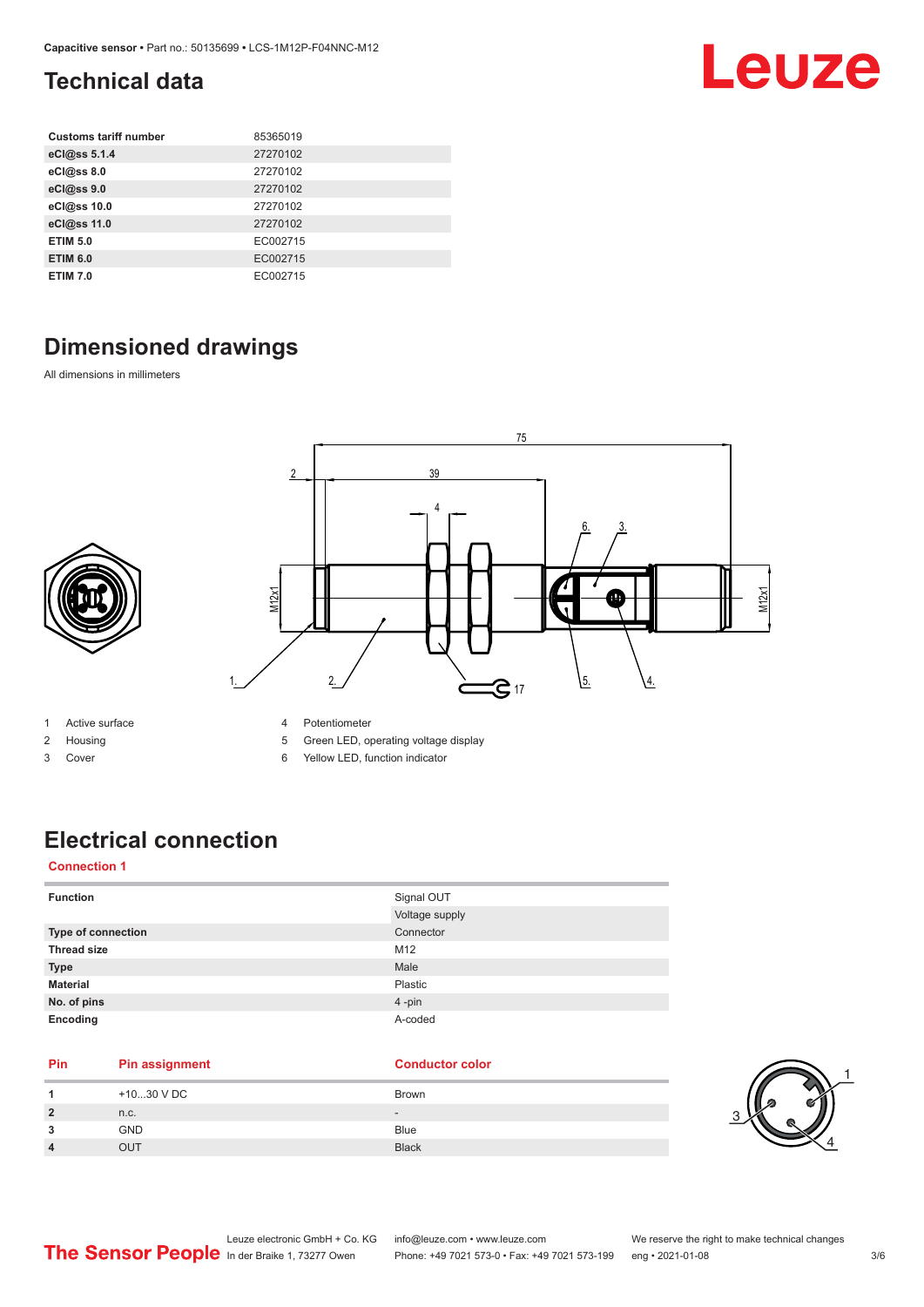# Technical data

| Customs tariff number | 85365019 |
|---|---|
| eCl@ss 5.1.4 | 27270102 |
| eCl@ss 8.0 | 27270102 |
| eCl@ss 9.0 | 27270102 |
| eCl@ss 10.0 | 27270102 |
| eCl@ss 11.0 | 27270102 |
| ETIM 5.0 | EC002715 |
| ETIM 6.0 | EC002715 |
| ETIM 7.0 | EC002715 |

# Dimensioned drawings

All dimensions in millimeters

1 Active surface
2 Housing
3 Cover
4 Potentiometer
5 Green LED, operating voltage display
6 Yellow LED, function indicator

# Electrical connection

**Connection 1**

| Function | Signal OUT |
|---|---|
| | Voltage supply |
| Type of connection | Connector |
| Thread size | M12 |
| Type | Male |
| Material | Plastic |
| No. of pins | 4 -pin |
| Encoding | A-coded |

| Pin | Pin assignment | Conductor color |
|---|---|---|
| 1 | +10...30 V DC | Brown |
| 2 | n.c. | - |
| 3 | GND | Blue |
| 4 | OUT | Black |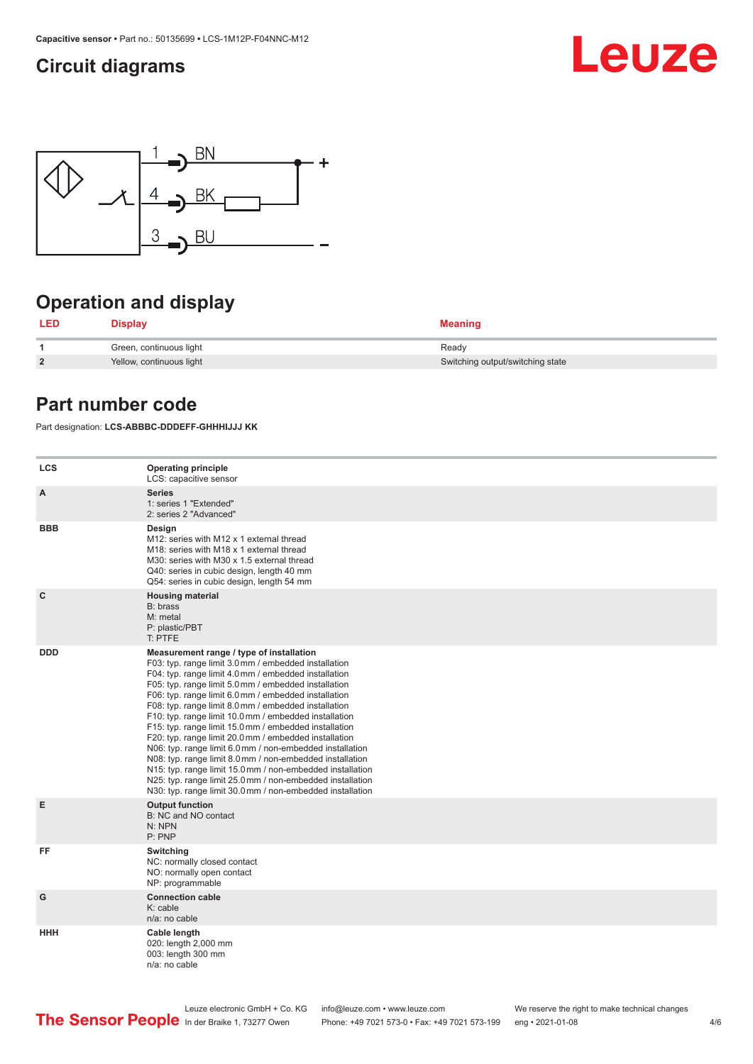## Circuit diagrams

1 BN +

4 BK

3 BU −

## Operation and display

| LED | Display | Meaning |
|---|---|---|
| 1 | Green, continuous light | Ready |
| 2 | Yellow, continuous light | Switching output/switching state |

## Part number code

Part designation: **LCS-ABBBC-DDDEFF-GHHHIJJJ KK**

| | |
|---|---|
| LCS | **Operating principle**<br>LCS: capacitive sensor |
| A | **Series**<br>1: series 1 "Extended"<br>2: series 2 "Advanced" |
| BBB | **Design**<br>M12: series with M12 x 1 external thread<br>M18: series with M18 x 1 external thread<br>M30: series with M30 x 1.5 external thread<br>Q40: series in cubic design, length 40 mm<br>Q54: series in cubic design, length 54 mm |
| C | **Housing material**<br>B: brass<br>M: metal<br>P: plastic/PBT<br>T: PTFE |
| DDD | **Measurement range / type of installation**<br>F03: typ. range limit 3.0 mm / embedded installation<br>F04: typ. range limit 4.0 mm / embedded installation<br>F05: typ. range limit 5.0 mm / embedded installation<br>F06: typ. range limit 6.0 mm / embedded installation<br>F08: typ. range limit 8.0 mm / embedded installation<br>F10: typ. range limit 10.0 mm / embedded installation<br>F15: typ. range limit 15.0 mm / embedded installation<br>F20: typ. range limit 20.0 mm / embedded installation<br>N06: typ. range limit 6.0 mm / non-embedded installation<br>N08: typ. range limit 8.0 mm / non-embedded installation<br>N15: typ. range limit 15.0 mm / non-embedded installation<br>N25: typ. range limit 25.0 mm / non-embedded installation<br>N30: typ. range limit 30.0 mm / non-embedded installation |
| E | **Output function**<br>B: NC and NO contact<br>N: NPN<br>P: PNP |
| FF | **Switching**<br>NC: normally closed contact<br>NO: normally open contact<br>NP: programmable |
| G | **Connection cable**<br>K: cable<br>n/a: no cable |
| HHH | **Cable length**<br>020: length 2,000 mm<br>003: length 300 mm<br>n/a: no cable |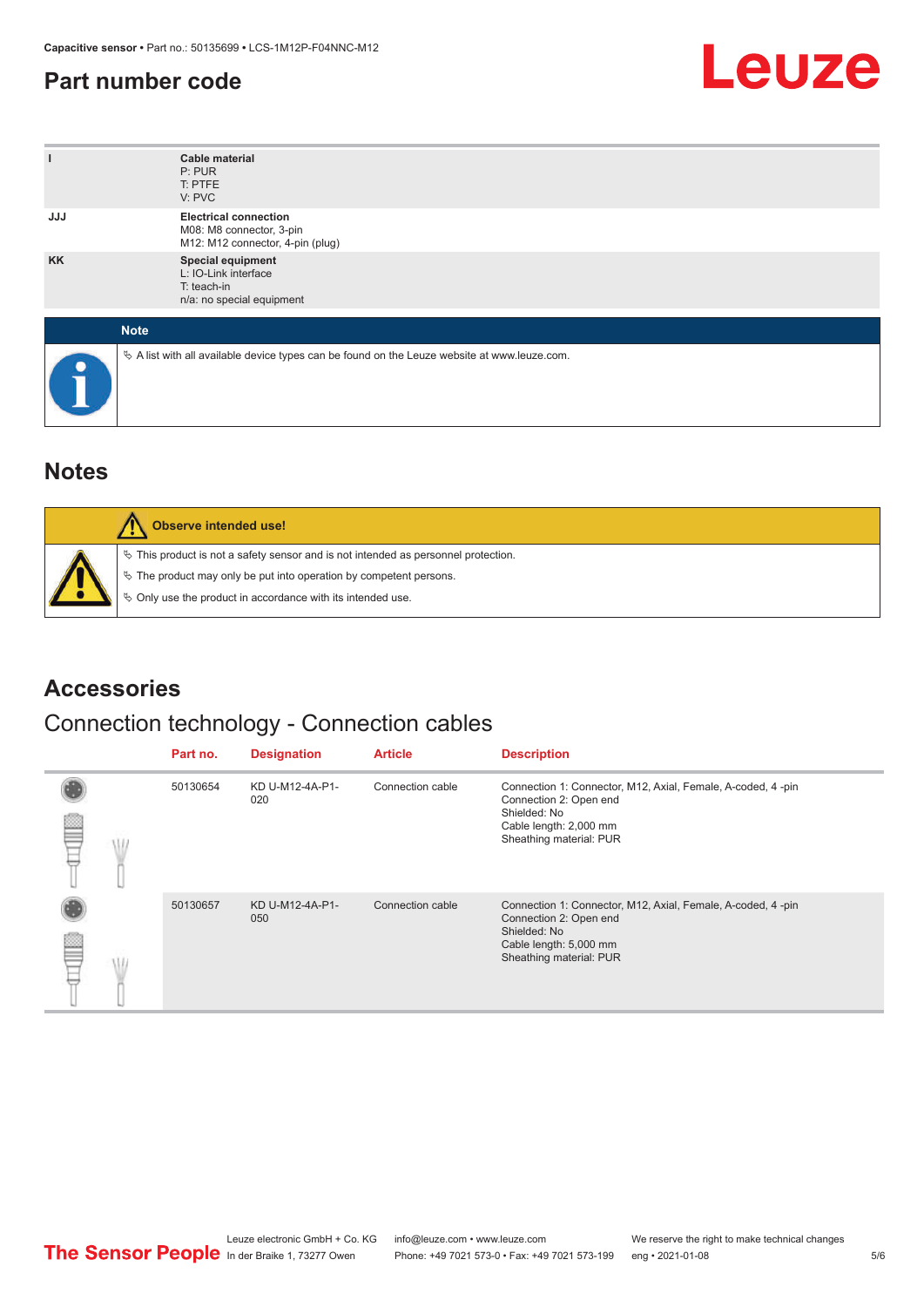## Part number code

| | |
|---|---|
| I | **Cable material**<br>P: PUR<br>T: PTFE<br>V: PVC |
| JJJ | **Electrical connection**<br>M08: M8 connector, 3-pin<br>M12: M12 connector, 4-pin (plug) |
| KK | **Special equipment**<br>L: IO-Link interface<br>T: teach-in<br>n/a: no special equipment |

**Note**

↳ A list with all available device types can be found on the Leuze website at www.leuze.com.

## Notes

**Observe intended use!**

↳ This product is not a safety sensor and is not intended as personnel protection.

↳ The product may only be put into operation by competent persons.

↳ Only use the product in accordance with its intended use.

## Accessories

### Connection technology - Connection cables

| Part no. | Designation | Article | Description |
|---|---|---|---|
| 50130654 | KD U-M12-4A-P1-020 | Connection cable | Connection 1: Connector, M12, Axial, Female, A-coded, 4 -pin<br>Connection 2: Open end<br>Shielded: No<br>Cable length: 2,000 mm<br>Sheathing material: PUR |
| 50130657 | KD U-M12-4A-P1-050 | Connection cable | Connection 1: Connector, M12, Axial, Female, A-coded, 4 -pin<br>Connection 2: Open end<br>Shielded: No<br>Cable length: 5,000 mm<br>Sheathing material: PUR |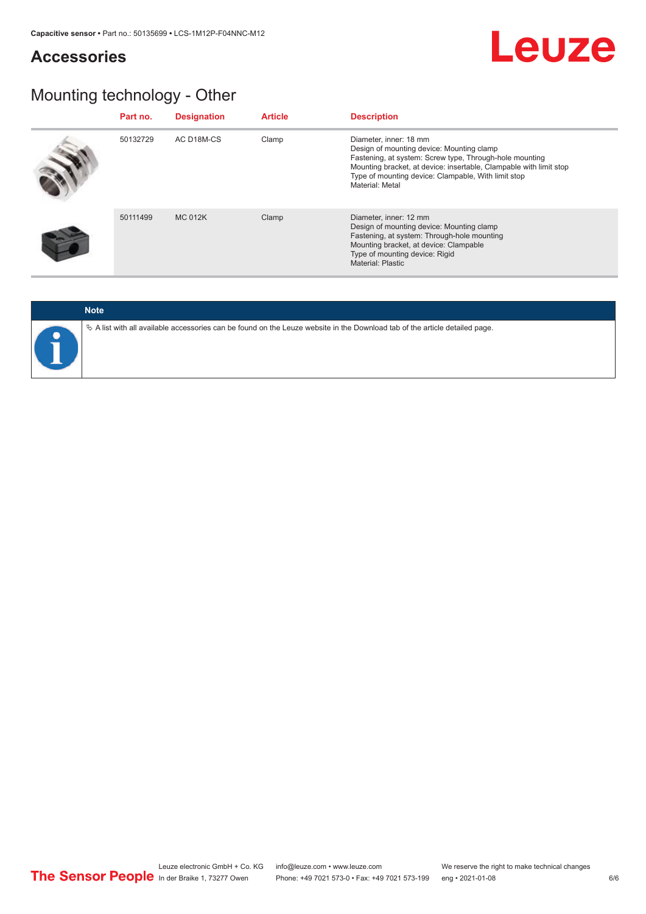## Accessories

## Mounting technology - Other

| | Part no. | Designation | Article | Description |
|---|---|---|---|---|
| | 50132729 | AC D18M-CS | Clamp | Diameter, inner: 18 mm<br>Design of mounting device: Mounting clamp<br>Fastening, at system: Screw type, Through-hole mounting<br>Mounting bracket, at device: insertable, Clampable with limit stop<br>Type of mounting device: Clampable, With limit stop<br>Material: Metal |
| | 50111499 | MC 012K | Clamp | Diameter, inner: 12 mm<br>Design of mounting device: Mounting clamp<br>Fastening, at system: Through-hole mounting<br>Mounting bracket, at device: Clampable<br>Type of mounting device: Rigid<br>Material: Plastic |

**Note**

↳ A list with all available accessories can be found on the Leuze website in the Download tab of the article detailed page.